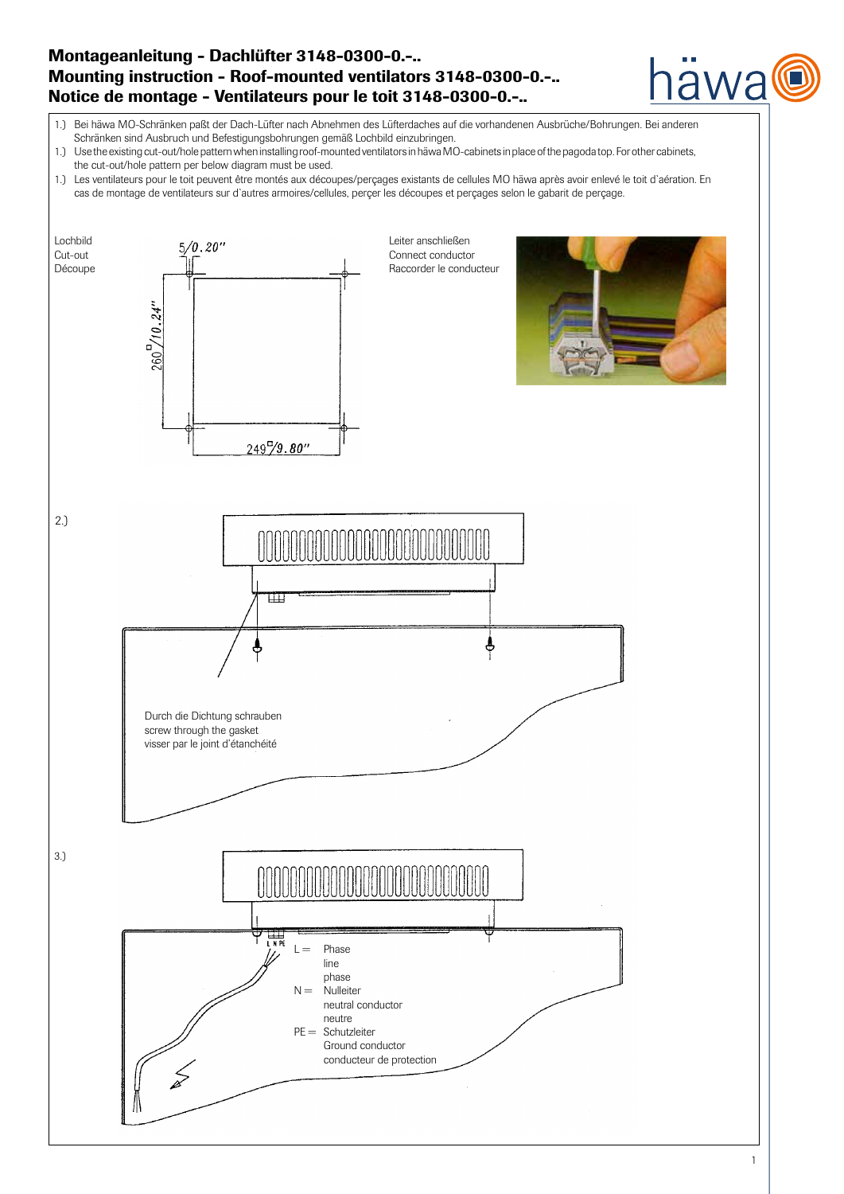# Montageanleitung - Dachlüfter 3148-0300-0.-..
# Mounting instruction - Roof-mounted ventilators 3148-0300-0.-..
# Notice de montage - Ventilateurs pour le toit 3148-0300-0.-..

1.) Bei häwa MO-Schränken paßt der Dach-Lüfter nach Abnehmen des Lüfterdaches auf die vorhandenen Ausbrüche/Bohrungen. Bei anderen Schränken sind Ausbruch und Befestigungsbohrungen gemäß Lochbild einzubringen.

1.) Use the existing cut-out/hole pattern when installing roof-mounted ventilators in häwa MO-cabinets in place of the pagoda top. For other cabinets, the cut-out/hole pattern per below diagram must be used.

1.) Les ventilateurs pour le toit peuvent être montés aux découpes/perçages existants de cellules MO häwa après avoir enlevé le toit d`aération. En cas de montage de ventilateurs sur d`autres armoires/cellules, perçer les découpes et perçages selon le gabarit de perçage.

Lochbild
Cut-out
Découpe

5/0.20″
260□/10.24″
249□/9.80″

Leiter anschließen
Connect conductor
Raccorder le conducteur

2.)

Durch die Dichtung schrauben
screw through the gasket
visser par le joint d'étanchéité

3.)

L N PE

L = Phase
line
phase

N = Nulleiter
neutral conductor
neutre

PE = Schutzleiter
Ground conductor
conducteur de protection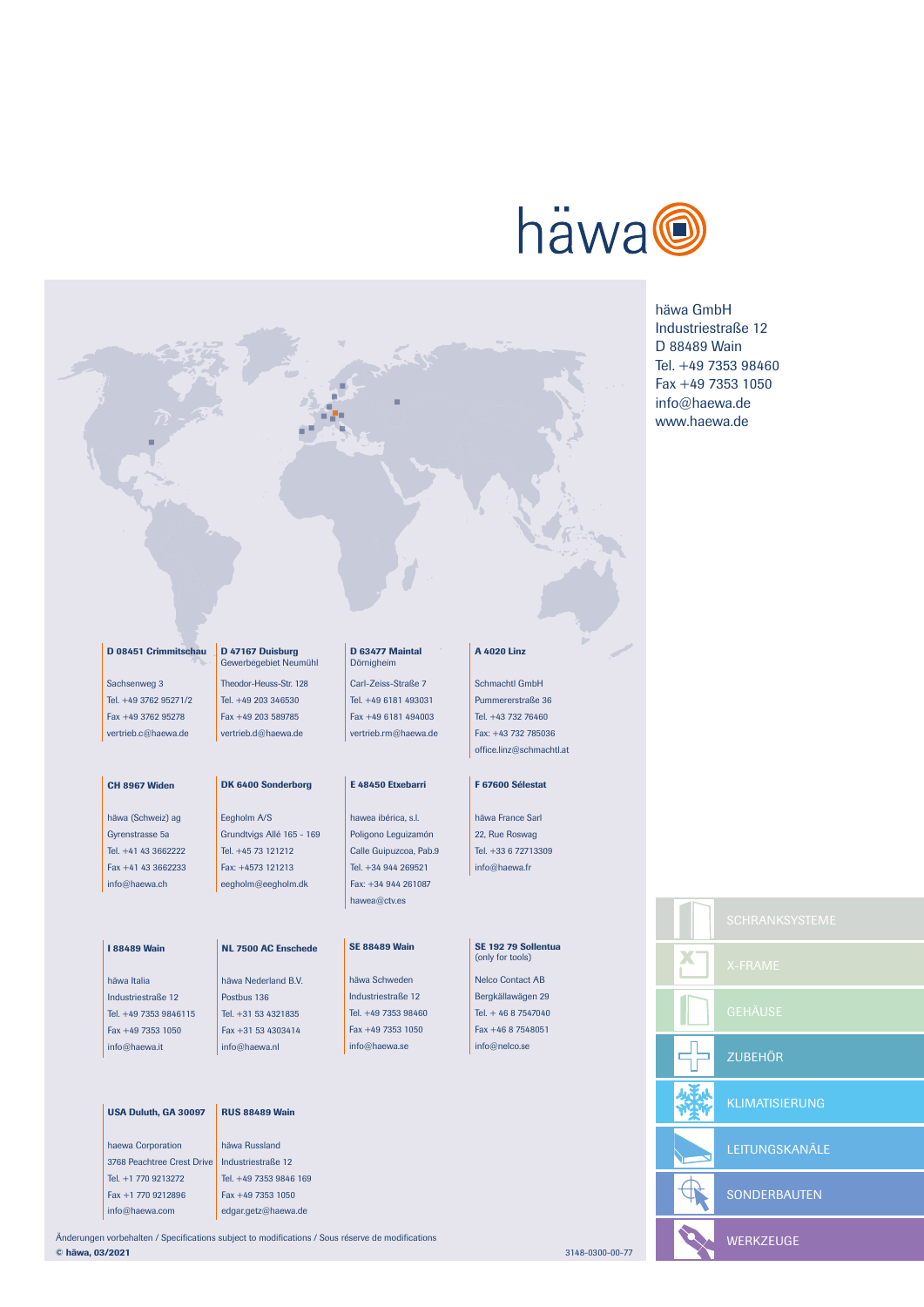häwa GmbH
Industriestraße 12
D 88489 Wain
Tel. +49 7353 98460
Fax +49 7353 1050
info@haewa.de
www.haewa.de

**D 08451 Crimmitschau**
Sachsenweg 3
Tel. +49 3762 95271/2
Fax +49 3762 95278
vertrieb.c@haewa.de

**D 47167 Duisburg**
Gewerbegebiet Neumühl
Theodor-Heuss-Str. 128
Tel. +49 203 346530
Fax +49 203 589785
vertrieb.d@haewa.de

**D 63477 Maintal**
Dörnigheim
Carl-Zeiss-Straße 7
Tel. +49 6181 493031
Fax +49 6181 494003
vertrieb.rm@haewa.de

**A 4020 Linz**
Schmachtl GmbH
Pummererstraße 36
Tel. +43 732 76460
Fax: +43 732 785036
office.linz@schmachtl.at

**CH 8967 Widen**
häwa (Schweiz) ag
Gyrenstrasse 5a
Tel. +41 43 3662222
Fax +41 43 3662233
info@haewa.ch

**DK 6400 Sonderborg**
Eegholm A/S
Grundtvigs Allé 165 - 169
Tel. +45 73 121212
Fax: +4573 121213
eegholm@eegholm.dk

**E 48450 Etxebarri**
hawea ibérica, s.l.
Poligono Leguizamón
Calle Guipuzcoa, Pab.9
Tel. +34 944 269521
Fax: +34 944 261087
hawea@ctv.es

**F 67600 Sélestat**
häwa France Sarl
22, Rue Roswag
Tel. +33 6 72713309
info@haewa.fr

**I 88489 Wain**
häwa Italia
Industriestraße 12
Tel. +49 7353 9846115
Fax +49 7353 1050
info@haewa.it

**NL 7500 AC Enschede**
häwa Nederland B.V.
Postbus 136
Tel. +31 53 4321835
Fax +31 53 4303414
info@haewa.nl

**SE 88489 Wain**
häwa Schweden
Industriestraße 12
Tel. +49 7353 98460
Fax +49 7353 1050
info@haewa.se

**SE 192 79 Sollentua**
(only for tools)
Nelco Contact AB
Bergkällawägen 29
Tel. + 46 8 7547040
Fax +46 8 7548051
info@nelco.se

**USA Duluth, GA 30097**
haewa Corporation
3768 Peachtree Crest Drive
Tel. +1 770 9213272
Fax +1 770 9212896
info@haewa.com

**RUS 88489 Wain**
häwa Russland
Industriestraße 12
Tel. +49 7353 9846 169
Fax +49 7353 1050
edgar.getz@haewa.de

SCHRANKSYSTEME
X-FRAME
GEHÄUSE
ZUBEHÖR
KLIMATISIERUNG
LEITUNGSKANÄLE
SONDERBAUTEN
WERKZEUGE

Änderungen vorbehalten / Specifications subject to modifications / Sous réserve de modifications
**© häwa, 03/2021**

3148-0300-00-77